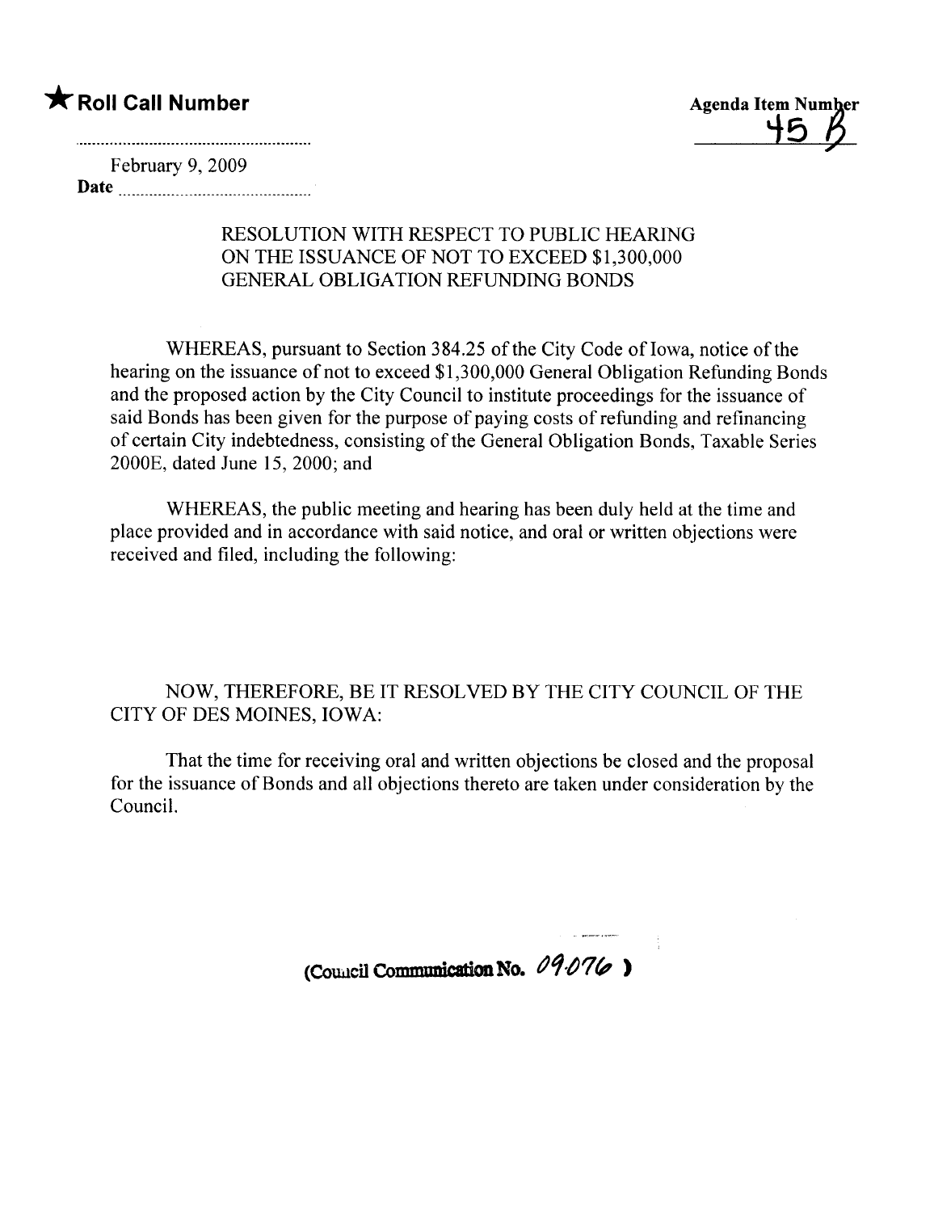★ **Roll Call Number**

**Agenda Item Number**
45 B

February 9, 2009
**Date** ............................................

RESOLUTION WITH RESPECT TO PUBLIC HEARING ON THE ISSUANCE OF NOT TO EXCEED $1,300,000 GENERAL OBLIGATION REFUNDING BONDS

WHEREAS, pursuant to Section 384.25 of the City Code of Iowa, notice of the hearing on the issuance of not to exceed $1,300,000 General Obligation Refunding Bonds and the proposed action by the City Council to institute proceedings for the issuance of said Bonds has been given for the purpose of paying costs of refunding and refinancing of certain City indebtedness, consisting of the General Obligation Bonds, Taxable Series 2000E, dated June 15, 2000; and

WHEREAS, the public meeting and hearing has been duly held at the time and place provided and in accordance with said notice, and oral or written objections were received and filed, including the following:

NOW, THEREFORE, BE IT RESOLVED BY THE CITY COUNCIL OF THE CITY OF DES MOINES, IOWA:

That the time for receiving oral and written objections be closed and the proposal for the issuance of Bonds and all objections thereto are taken under consideration by the Council.

(Council Communication No. 09-076 )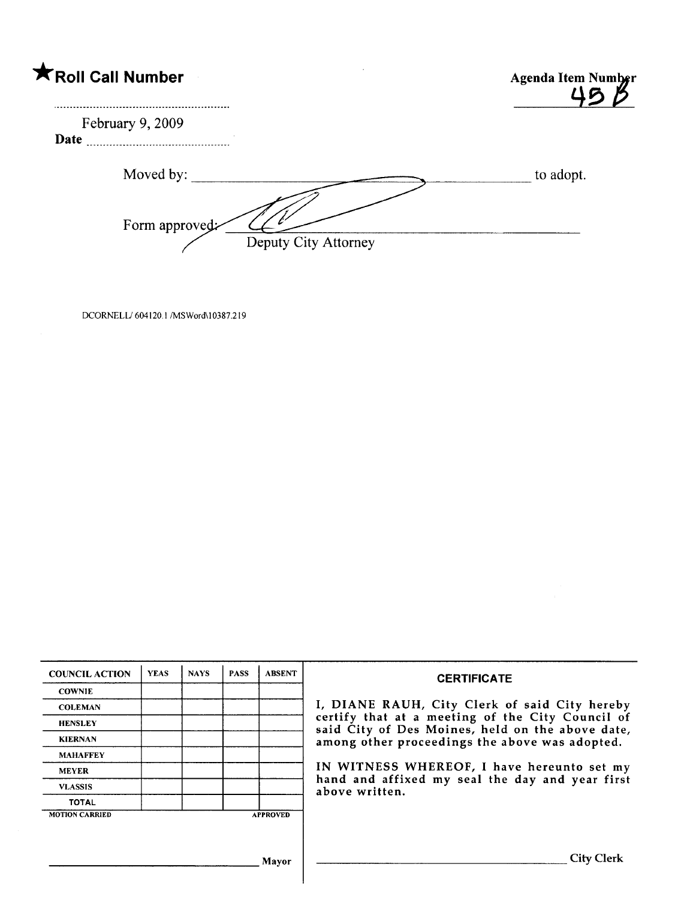**★Roll Call Number**

**Agenda Item Number**
45 B

..........................................................

February 9, 2009
**Date** ..........................................

Moved by: ______________________________________ to adopt.

Form approved: ______________________________________
Deputy City Attorney

DCORNELL/ 604120.1 /MSWord\10387.219

| COUNCIL ACTION | YEAS | NAYS | PASS | ABSENT |
|---|---|---|---|---|
| COWNIE | | | | |
| COLEMAN | | | | |
| HENSLEY | | | | |
| KIERNAN | | | | |
| MAHAFFEY | | | | |
| MEYER | | | | |
| VLASSIS | | | | |
| TOTAL | | | | |

MOTION CARRIED APPROVED

______________________________ Mayor

**CERTIFICATE**

I, DIANE RAUH, City Clerk of said City hereby certify that at a meeting of the City Council of said City of Des Moines, held on the above date, among other proceedings the above was adopted.

IN WITNESS WHEREOF, I have hereunto set my hand and affixed my seal the day and year first above written.

______________________________ City Clerk